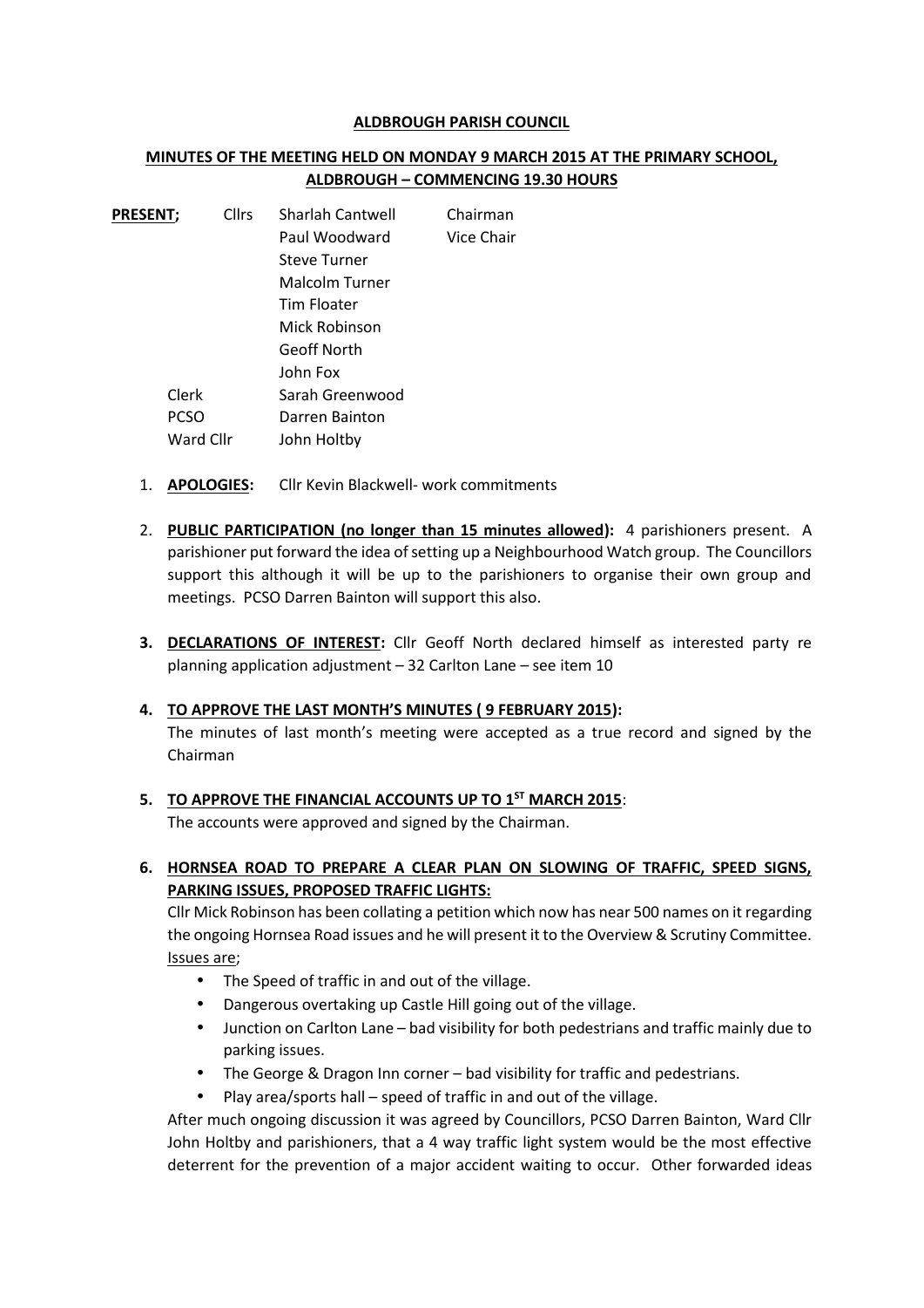**ALDBROUGH PARISH COUNCIL**

**MINUTES OF THE MEETING HELD ON MONDAY 9 MARCH 2015 AT THE PRIMARY SCHOOL, ALDBROUGH – COMMENCING 19.30 HOURS**

| **PRESENT;** | Cllrs | Sharlah Cantwell | Chairman |
|---|---|---|---|
| | | Paul Woodward | Vice Chair |
| | | Steve Turner | |
| | | Malcolm Turner | |
| | | Tim Floater | |
| | | Mick Robinson | |
| | | Geoff North | |
| | | John Fox | |
| | Clerk | Sarah Greenwood | |
| | PCSO | Darren Bainton | |
| | Ward Cllr | John Holtby | |

1. **APOLOGIES:** Cllr Kevin Blackwell- work commitments

2. **PUBLIC PARTICIPATION (no longer than 15 minutes allowed):** 4 parishioners present. A parishioner put forward the idea of setting up a Neighbourhood Watch group. The Councillors support this although it will be up to the parishioners to organise their own group and meetings. PCSO Darren Bainton will support this also.

3. **DECLARATIONS OF INTEREST:** Cllr Geoff North declared himself as interested party re planning application adjustment – 32 Carlton Lane – see item 10

4. **TO APPROVE THE LAST MONTH'S MINUTES ( 9 FEBRUARY 2015):**
The minutes of last month's meeting were accepted as a true record and signed by the Chairman

5. **TO APPROVE THE FINANCIAL ACCOUNTS UP TO 1ST MARCH 2015:**
The accounts were approved and signed by the Chairman.

6. **HORNSEA ROAD TO PREPARE A CLEAR PLAN ON SLOWING OF TRAFFIC, SPEED SIGNS, PARKING ISSUES, PROPOSED TRAFFIC LIGHTS:**
Cllr Mick Robinson has been collating a petition which now has near 500 names on it regarding the ongoing Hornsea Road issues and he will present it to the Overview & Scrutiny Committee.
Issues are;
   - The Speed of traffic in and out of the village.
   - Dangerous overtaking up Castle Hill going out of the village.
   - Junction on Carlton Lane – bad visibility for both pedestrians and traffic mainly due to parking issues.
   - The George & Dragon Inn corner – bad visibility for traffic and pedestrians.
   - Play area/sports hall – speed of traffic in and out of the village.

   After much ongoing discussion it was agreed by Councillors, PCSO Darren Bainton, Ward Cllr John Holtby and parishioners, that a 4 way traffic light system would be the most effective deterrent for the prevention of a major accident waiting to occur. Other forwarded ideas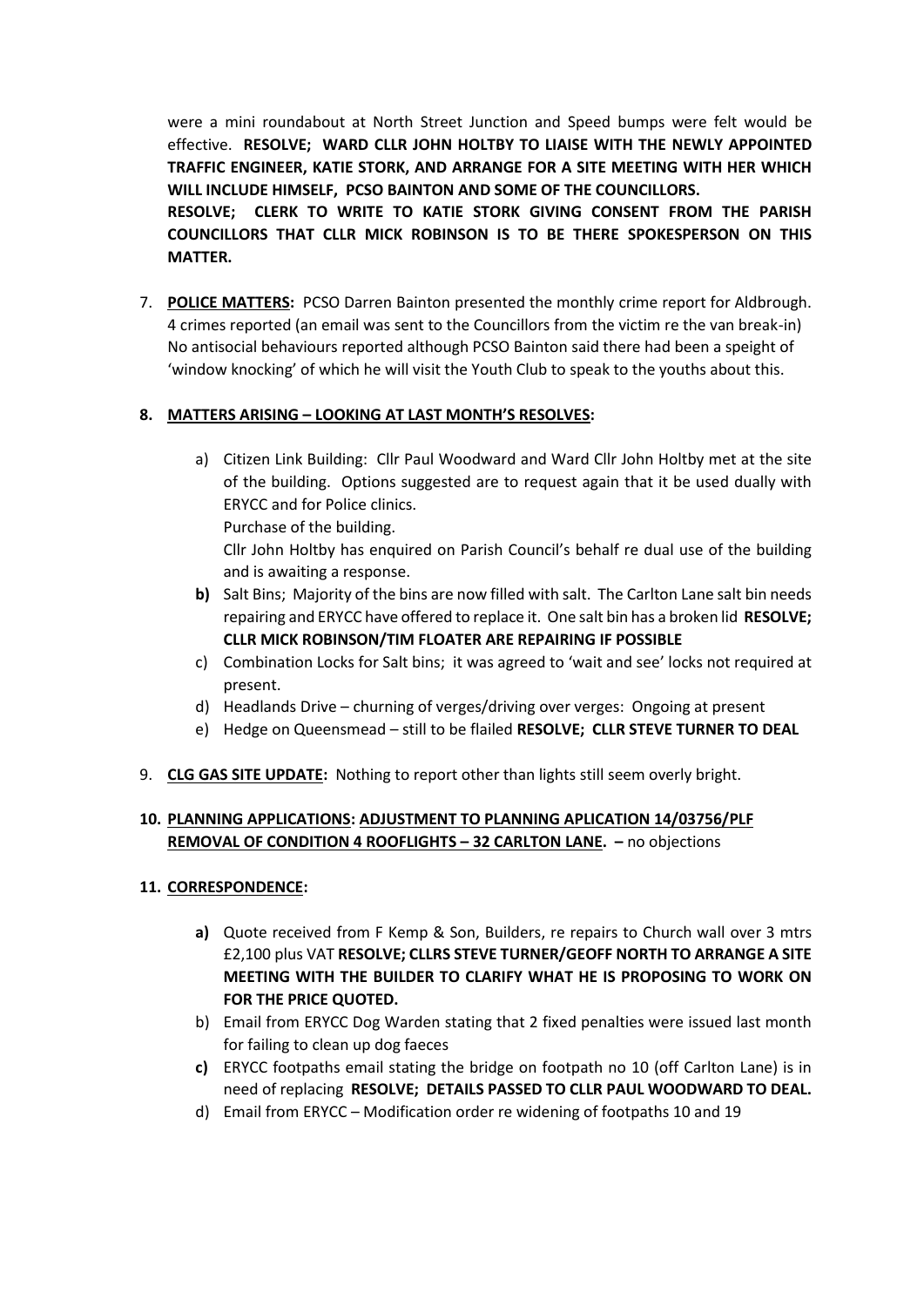were a mini roundabout at North Street Junction and Speed bumps were felt would be effective. **RESOLVE; WARD CLLR JOHN HOLTBY TO LIAISE WITH THE NEWLY APPOINTED TRAFFIC ENGINEER, KATIE STORK, AND ARRANGE FOR A SITE MEETING WITH HER WHICH WILL INCLUDE HIMSELF, PCSO BAINTON AND SOME OF THE COUNCILLORS.**

**RESOLVE; CLERK TO WRITE TO KATIE STORK GIVING CONSENT FROM THE PARISH COUNCILLORS THAT CLLR MICK ROBINSON IS TO BE THERE SPOKESPERSON ON THIS MATTER.**

7. **POLICE MATTERS:** PCSO Darren Bainton presented the monthly crime report for Aldbrough. 4 crimes reported (an email was sent to the Councillors from the victim re the van break-in) No antisocial behaviours reported although PCSO Bainton said there had been a speight of 'window knocking' of which he will visit the Youth Club to speak to the youths about this.

8. **MATTERS ARISING – LOOKING AT LAST MONTH'S RESOLVES:**

   a) Citizen Link Building: Cllr Paul Woodward and Ward Cllr John Holtby met at the site of the building. Options suggested are to request again that it be used dually with ERYCC and for Police clinics.
   Purchase of the building.
   Cllr John Holtby has enquired on Parish Council's behalf re dual use of the building and is awaiting a response.

   **b)** Salt Bins; Majority of the bins are now filled with salt. The Carlton Lane salt bin needs repairing and ERYCC have offered to replace it. One salt bin has a broken lid **RESOLVE; CLLR MICK ROBINSON/TIM FLOATER ARE REPAIRING IF POSSIBLE**

   c) Combination Locks for Salt bins; it was agreed to 'wait and see' locks not required at present.

   d) Headlands Drive – churning of verges/driving over verges: Ongoing at present

   e) Hedge on Queensmead – still to be flailed **RESOLVE; CLLR STEVE TURNER TO DEAL**

9. **CLG GAS SITE UPDATE:** Nothing to report other than lights still seem overly bright.

10. **PLANNING APPLICATIONS: ADJUSTMENT TO PLANNING APLICATION 14/03756/PLF REMOVAL OF CONDITION 4 ROOFLIGHTS – 32 CARLTON LANE. –** no objections

11. **CORRESPONDENCE:**

    **a)** Quote received from F Kemp & Son, Builders, re repairs to Church wall over 3 mtrs £2,100 plus VAT **RESOLVE; CLLRS STEVE TURNER/GEOFF NORTH TO ARRANGE A SITE MEETING WITH THE BUILDER TO CLARIFY WHAT HE IS PROPOSING TO WORK ON FOR THE PRICE QUOTED.**

    b) Email from ERYCC Dog Warden stating that 2 fixed penalties were issued last month for failing to clean up dog faeces

    **c)** ERYCC footpaths email stating the bridge on footpath no 10 (off Carlton Lane) is in need of replacing **RESOLVE; DETAILS PASSED TO CLLR PAUL WOODWARD TO DEAL.**

    d) Email from ERYCC – Modification order re widening of footpaths 10 and 19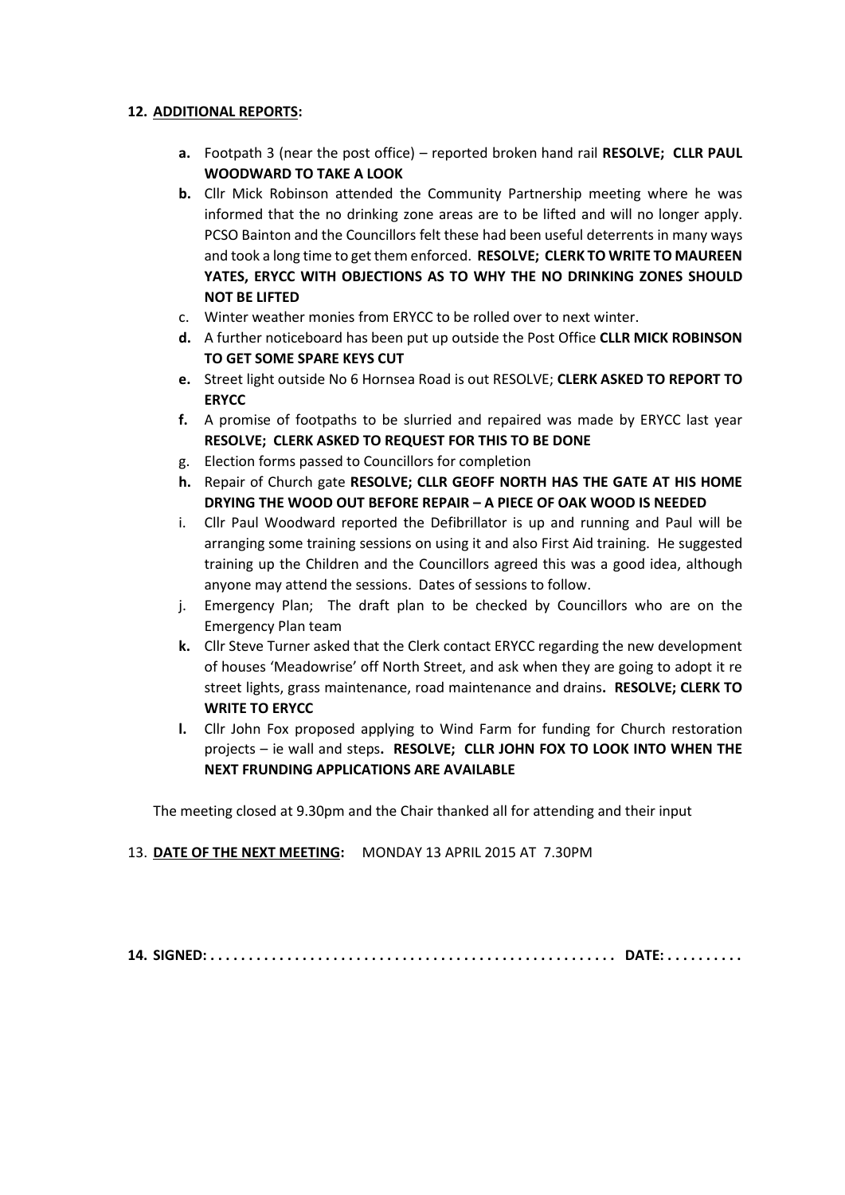**12. ADDITIONAL REPORTS:**

- **a.** Footpath 3 (near the post office) – reported broken hand rail **RESOLVE; CLLR PAUL WOODWARD TO TAKE A LOOK**
- **b.** Cllr Mick Robinson attended the Community Partnership meeting where he was informed that the no drinking zone areas are to be lifted and will no longer apply. PCSO Bainton and the Councillors felt these had been useful deterrents in many ways and took a long time to get them enforced. **RESOLVE; CLERK TO WRITE TO MAUREEN YATES, ERYCC WITH OBJECTIONS AS TO WHY THE NO DRINKING ZONES SHOULD NOT BE LIFTED**
- c. Winter weather monies from ERYCC to be rolled over to next winter.
- **d.** A further noticeboard has been put up outside the Post Office **CLLR MICK ROBINSON TO GET SOME SPARE KEYS CUT**
- **e.** Street light outside No 6 Hornsea Road is out RESOLVE; **CLERK ASKED TO REPORT TO ERYCC**
- **f.** A promise of footpaths to be slurried and repaired was made by ERYCC last year **RESOLVE; CLERK ASKED TO REQUEST FOR THIS TO BE DONE**
- g. Election forms passed to Councillors for completion
- **h.** Repair of Church gate **RESOLVE; CLLR GEOFF NORTH HAS THE GATE AT HIS HOME DRYING THE WOOD OUT BEFORE REPAIR – A PIECE OF OAK WOOD IS NEEDED**
- i. Cllr Paul Woodward reported the Defibrillator is up and running and Paul will be arranging some training sessions on using it and also First Aid training. He suggested training up the Children and the Councillors agreed this was a good idea, although anyone may attend the sessions. Dates of sessions to follow.
- j. Emergency Plan; The draft plan to be checked by Councillors who are on the Emergency Plan team
- **k.** Cllr Steve Turner asked that the Clerk contact ERYCC regarding the new development of houses 'Meadowrise' off North Street, and ask when they are going to adopt it re street lights, grass maintenance, road maintenance and drains**. RESOLVE; CLERK TO WRITE TO ERYCC**
- **l.** Cllr John Fox proposed applying to Wind Farm for funding for Church restoration projects – ie wall and steps**. RESOLVE; CLLR JOHN FOX TO LOOK INTO WHEN THE NEXT FRUNDING APPLICATIONS ARE AVAILABLE**

The meeting closed at 9.30pm and the Chair thanked all for attending and their input

13. **DATE OF THE NEXT MEETING:** MONDAY 13 APRIL 2015 AT 7.30PM

**14. SIGNED: . . . . . . . . . . . . . . . . . . . . . . . . . . . . . . . . . . . . . . . . . . . . . . . . . . . . DATE: . . . . . . . . . .**